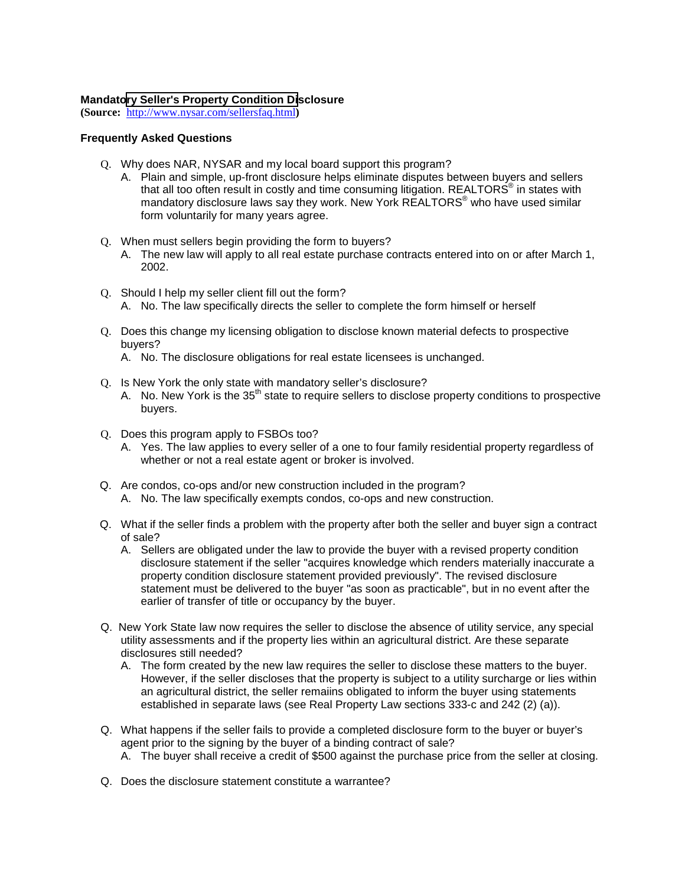**Mandatory Seller's Property Condition Disclosure**
**(Source: http://www.nysar.com/sellersfaq.html)**

**Frequently Asked Questions**

- Q. Why does NAR, NYSAR and my local board support this program?
  - A. Plain and simple, up-front disclosure helps eliminate disputes between buyers and sellers that all too often result in costly and time consuming litigation. REALTORS® in states with mandatory disclosure laws say they work. New York REALTORS® who have used similar form voluntarily for many years agree.

- Q. When must sellers begin providing the form to buyers?
  - A. The new law will apply to all real estate purchase contracts entered into on or after March 1, 2002.

- Q. Should I help my seller client fill out the form?
  - A. No. The law specifically directs the seller to complete the form himself or herself

- Q. Does this change my licensing obligation to disclose known material defects to prospective buyers?
  - A. No. The disclosure obligations for real estate licensees is unchanged.

- Q. Is New York the only state with mandatory seller's disclosure?
  - A. No. New York is the 35th state to require sellers to disclose property conditions to prospective buyers.

- Q. Does this program apply to FSBOs too?
  - A. Yes. The law applies to every seller of a one to four family residential property regardless of whether or not a real estate agent or broker is involved.

- Q. Are condos, co-ops and/or new construction included in the program?
  - A. No. The law specifically exempts condos, co-ops and new construction.

- Q. What if the seller finds a problem with the property after both the seller and buyer sign a contract of sale?
  - A. Sellers are obligated under the law to provide the buyer with a revised property condition disclosure statement if the seller "acquires knowledge which renders materially inaccurate a property condition disclosure statement provided previously". The revised disclosure statement must be delivered to the buyer "as soon as practicable", but in no event after the earlier of transfer of title or occupancy by the buyer.

- Q. New York State law now requires the seller to disclose the absence of utility service, any special utility assessments and if the property lies within an agricultural district. Are these separate disclosures still needed?
  - A. The form created by the new law requires the seller to disclose these matters to the buyer. However, if the seller discloses that the property is subject to a utility surcharge or lies within an agricultural district, the seller remaiins obligated to inform the buyer using statements established in separate laws (see Real Property Law sections 333-c and 242 (2) (a)).

- Q. What happens if the seller fails to provide a completed disclosure form to the buyer or buyer's agent prior to the signing by the buyer of a binding contract of sale?
  - A. The buyer shall receive a credit of $500 against the purchase price from the seller at closing.

- Q. Does the disclosure statement constitute a warrantee?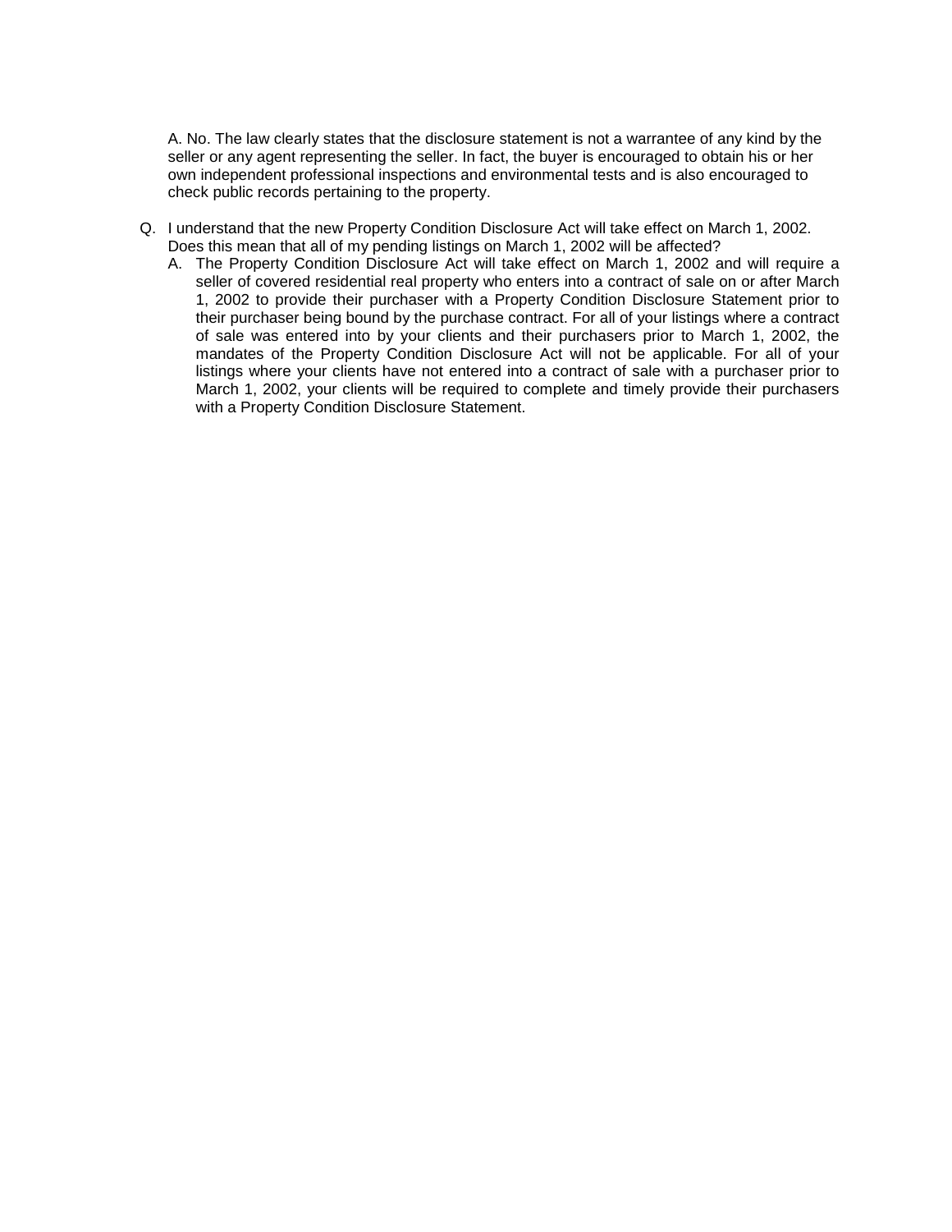A. No. The law clearly states that the disclosure statement is not a warrantee of any kind by the seller or any agent representing the seller. In fact, the buyer is encouraged to obtain his or her own independent professional inspections and environmental tests and is also encouraged to check public records pertaining to the property.

Q. I understand that the new Property Condition Disclosure Act will take effect on March 1, 2002. Does this mean that all of my pending listings on March 1, 2002 will be affected?

A. The Property Condition Disclosure Act will take effect on March 1, 2002 and will require a seller of covered residential real property who enters into a contract of sale on or after March 1, 2002 to provide their purchaser with a Property Condition Disclosure Statement prior to their purchaser being bound by the purchase contract. For all of your listings where a contract of sale was entered into by your clients and their purchasers prior to March 1, 2002, the mandates of the Property Condition Disclosure Act will not be applicable. For all of your listings where your clients have not entered into a contract of sale with a purchaser prior to March 1, 2002, your clients will be required to complete and timely provide their purchasers with a Property Condition Disclosure Statement.